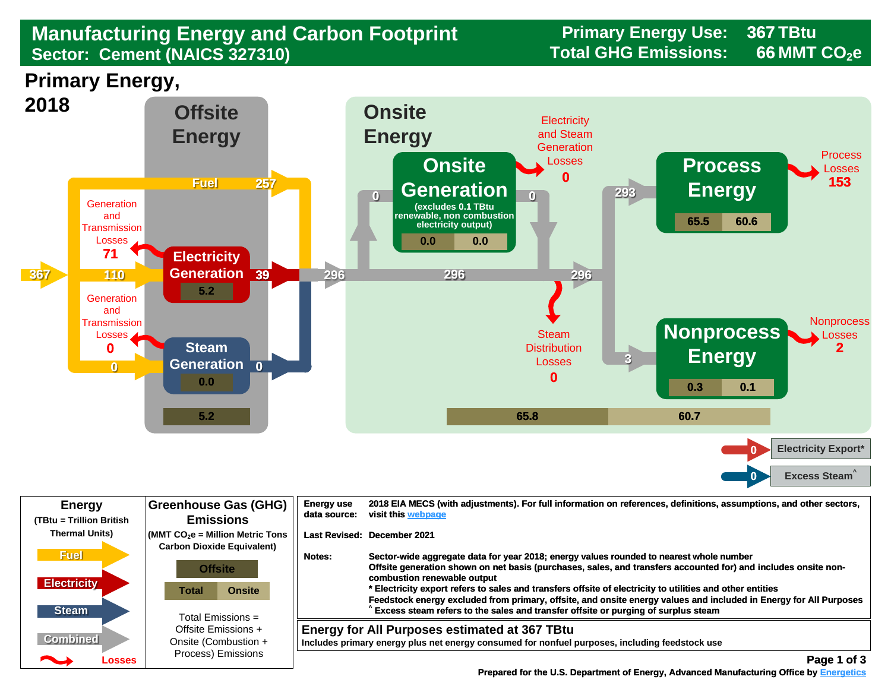# Manufacturing Energy and Carbon Footprint

## Sector: Cement (NAICS 327310)

**Primary Energy Use:** 367 TBtu
**Total GHG Emissions:** 66 MMT $CO_2e$

## Primary Energy, 2018

### Offsite Energy

- Primary energy input: 367
- Fuel: 257
- Fuel to Electricity Generation: 110
- Generation and Transmission Losses: 71
- **Electricity Generation**: 39 (5.2)
- Fuel to Steam Generation: 0
- Generation and Transmission Losses: 0
- **Steam Generation**: 0 (0.0)
- Offsite emissions total: 5.2

### Onsite Energy

- Combined energy entering onsite: 296
- **Onsite Generation** (excludes 0.1 TBtu renewable, non combustion electricity output): input 0, output 0 (0.0 | 0.0)
- Electricity and Steam Generation Losses: 0
- Steam Distribution Losses: 0
- 296 → 296
- **Process Energy**: 293 (65.5 | 60.6)
- Process Losses: 153
- **Nonprocess Energy**: 3 (0.3 | 0.1)
- Nonprocess Losses: 2
- Onsite emissions: 65.8 | 60.7

- Electricity Export*: 0
- Excess Steam^: 0

## Energy

(TBtu = Trillion British Thermal Units)

- Fuel
- Electricity
- Steam
- Combined
- Losses

## Greenhouse Gas (GHG) Emissions

(MMT $CO_2e$ = Million Metric Tons Carbon Dioxide Equivalent)

- Offsite
- Total | Onsite

Total Emissions = Offsite Emissions + Onsite (Combustion + Process) Emissions

| | |
|---|---|
| Energy use data source: | 2018 EIA MECS (with adjustments). For full information on references, definitions, assumptions, and other sectors, visit this webpage |
| Last Revised: | December 2021 |
| Notes: | Sector-wide aggregate data for year 2018; energy values rounded to nearest whole number<br>Offsite generation shown on net basis (purchases, sales, and transfers accounted for) and includes onsite non-combustion renewable output<br>* Electricity export refers to sales and transfers offsite of electricity to utilities and other entities<br>Feedstock energy excluded from primary, offsite, and onsite energy values and included in Energy for All Purposes<br>^ Excess steam refers to the sales and transfer offsite or purging of surplus steam |

**Energy for All Purposes estimated at 367 TBtu**
Includes primary energy plus net energy consumed for nonfuel purposes, including feedstock use

Prepared for the U.S. Department of Energy, Advanced Manufacturing Office by Energetics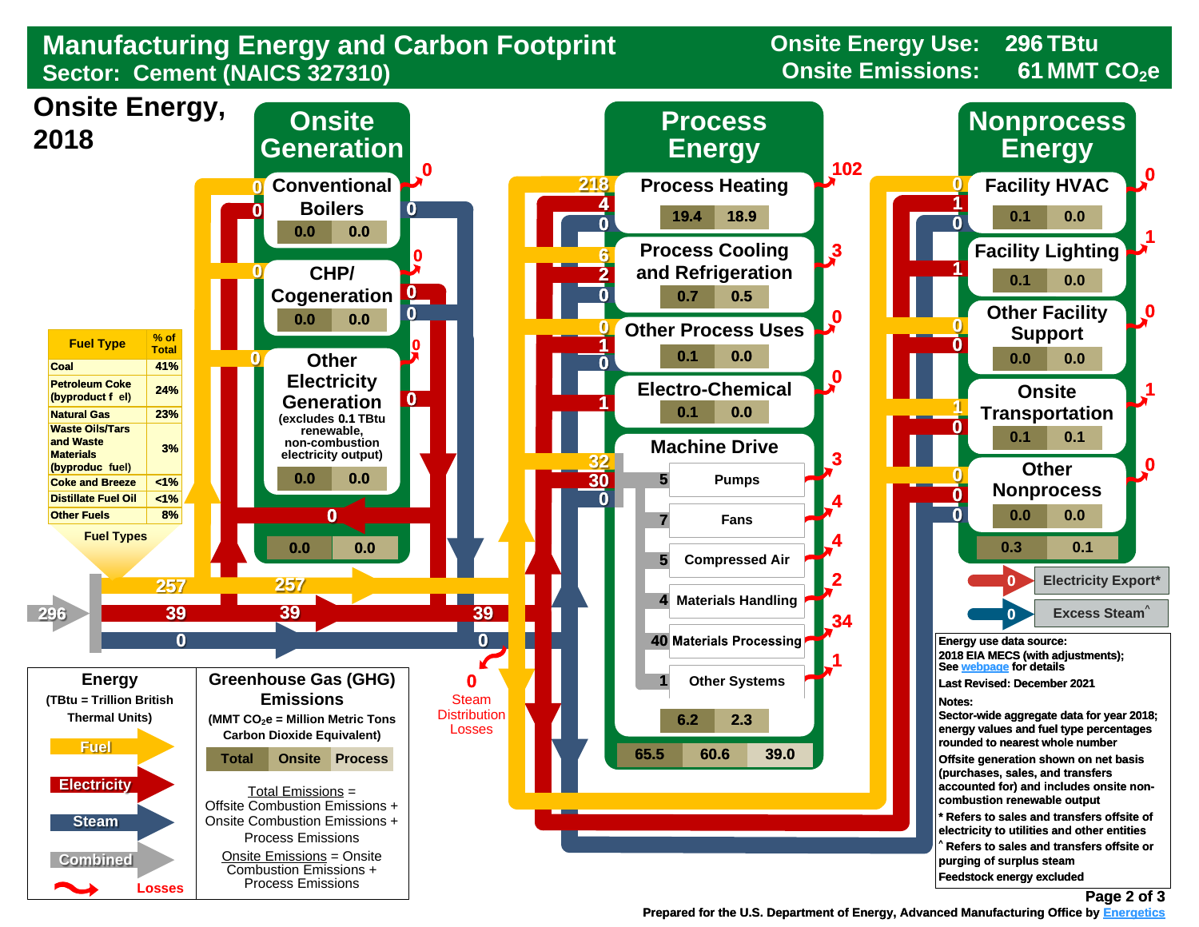# Manufacturing Energy and Carbon Footprint

## Sector: Cement (NAICS 327310)

Onsite Energy Use: 296 TBtu
Onsite Emissions: 61 MMT $CO_2e$

## Onsite Energy, 2018

| Fuel Type | % of Total |
|---|---|
| Coal | 41% |
| Petroleum Coke (byproduct fuel) | 24% |
| Natural Gas | 23% |
| Waste Oils/Tars and Waste Materials (byproduct fuel) | 3% |
| Coke and Breeze | <1% |
| Distillate Fuel Oil | <1% |
| Other Fuels | 8% |

Fuel Types

Total input: 296 (Fuel 257, Electricity 39, Steam 0)

### Onsite Generation

| Component | Fuel in | Electricity | Steam | Losses | Emissions (Onsite) | Emissions (Process) |
|---|---|---|---|---|---|---|
| Conventional Boilers | 0 | 0 | 0 | 0 | 0.0 | 0.0 |
| CHP/ Cogeneration | 0 | 0 | 0 | 0 | 0.0 | 0.0 |
| Other Electricity Generation (excludes 0.1 TBtu renewable, non-combustion electricity output) | 0 | 0 | | 0 | 0.0 | 0.0 |
| **Total** | | 0 | | | 0.0 | 0.0 |

Steam Distribution Losses: 0

### Process Energy

| End Use | Fuel | Electricity | Steam | Losses | Emissions (Total) | Emissions (Onsite) |
|---|---|---|---|---|---|---|
| Process Heating | 218 | 4 | 0 | 102 | 19.4 | 18.9 |
| Process Cooling and Refrigeration | 6 | 2 | 0 | 3 | 0.7 | 0.5 |
| Other Process Uses | 0 | 1 | 0 | 0 | 0.1 | 0.0 |
| Electro-Chemical | | 1 | | 0 | 0.1 | 0.0 |
| Machine Drive | 32 | 30 | 0 | | 6.2 | 2.3 |

Machine Drive:

| System | Energy | Losses |
|---|---|---|
| Pumps | 5 | 3 |
| Fans | 7 | 4 |
| Compressed Air | 5 | 4 |
| Materials Handling | 4 | 2 |
| Materials Processing | 40 | 34 |
| Other Systems | 1 | 1 |

Process Energy Emissions: Total 65.5 | Onsite 60.6 | Process 39.0

### Nonprocess Energy

| End Use | Fuel | Electricity | Steam | Losses | Emissions (Total) | Emissions (Onsite) |
|---|---|---|---|---|---|---|
| Facility HVAC | 0 | 1 | 0 | 0 | 0.1 | 0.0 |
| Facility Lighting | | 1 | | 1 | 0.1 | 0.0 |
| Other Facility Support | 0 | 0 | | 0 | 0.0 | 0.0 |
| Onsite Transportation | 1 | 0 | | 1 | 0.1 | 0.1 |
| Other Nonprocess | 0 | 0 | 0 | 0 | 0.0 | 0.0 |
| **Total** | | | | | 0.3 | 0.1 |

Electricity Export*: 0
Excess Steam^: 0

### Legend

**Energy** (TBtu = Trillion British Thermal Units): Fuel, Electricity, Steam, Combined, Losses

**Greenhouse Gas (GHG) Emissions** (MMT $CO_2e$ = Million Metric Tons Carbon Dioxide Equivalent): Total | Onsite | Process

Total Emissions = Offsite Combustion Emissions + Onsite Combustion Emissions + Process Emissions

Onsite Emissions = Onsite Combustion Emissions + Process Emissions

**Energy use data source:** 2018 EIA MECS (with adjustments); See webpage for details

**Last Revised:** December 2021

**Notes:**

Sector-wide aggregate data for year 2018; energy values and fuel type percentages rounded to nearest whole number

Offsite generation shown on net basis (purchases, sales, and transfers accounted for) and includes onsite non-combustion renewable output

* Refers to sales and transfers offsite of electricity to utilities and other entities

^ Refers to sales and transfers offsite or purging of surplus steam

Feedstock energy excluded

Prepared for the U.S. Department of Energy, Advanced Manufacturing Office by Energetics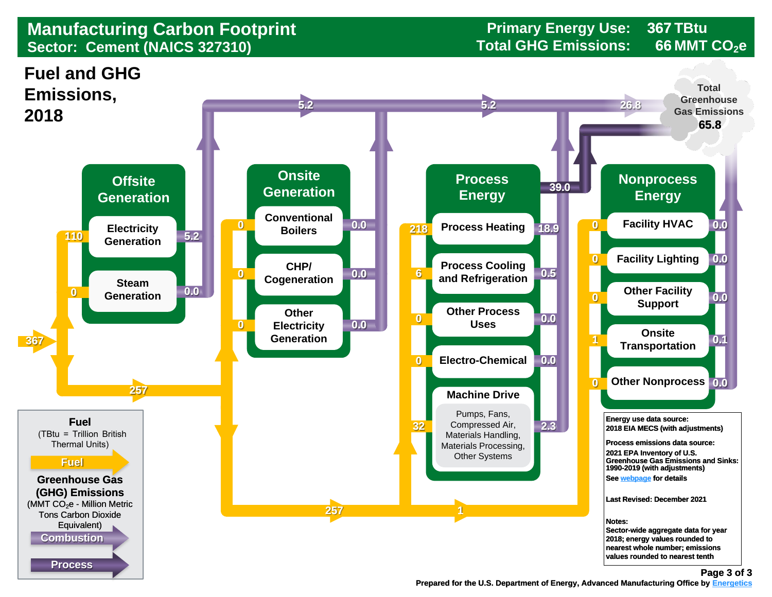# Manufacturing Carbon Footprint

**Sector: Cement (NAICS 327310)**

**Primary Energy Use: 367 TBtu**

**Total GHG Emissions: 66 MMT $CO_2e$**

## Fuel and GHG Emissions, 2018

367

110

0

257

257

1

5.2

5.2

26.8

Total Greenhouse Gas Emissions

65.8

39.0

**Offsite Generation**

Electricity Generation

5.2

Steam Generation

0.0

**Onsite Generation**

0

Conventional Boilers

0.0

0

CHP/ Cogeneration

0.0

0

Other Electricity Generation

0.0

**Process Energy**

218

Process Heating

18.9

6

Process Cooling and Refrigeration

0.5

0

Other Process Uses

0.0

0

Electro-Chemical

0.0

32

Machine Drive

Pumps, Fans, Compressed Air, Materials Handling, Materials Processing, Other Systems

2.3

**Nonprocess Energy**

0

Facility HVAC

0.0

0

Facility Lighting

0.0

0

Other Facility Support

0.0

1

Onsite Transportation

0.1

0

Other Nonprocess

0.0

**Fuel**

(TBtu = Trillion British Thermal Units)

Fuel

**Greenhouse Gas (GHG) Emissions**

(MMT $CO_2e$ - Million Metric Tons Carbon Dioxide Equivalent)

Combustion

Process

**Energy use data source:**
**2018 EIA MECS (with adjustments)**

**Process emissions data source:**
**2021 EPA Inventory of U.S. Greenhouse Gas Emissions and Sinks: 1990-2019 (with adjustments)**

**See webpage for details**

**Last Revised: December 2021**

**Notes:**
**Sector-wide aggregate data for year 2018; energy values rounded to nearest whole number; emissions values rounded to nearest tenth**

**Prepared for the U.S. Department of Energy, Advanced Manufacturing Office by Energetics**